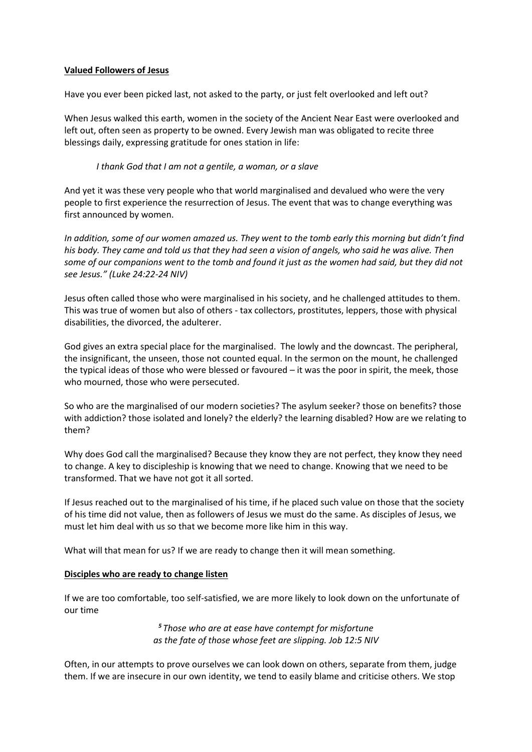**Valued Followers of Jesus**

Have you ever been picked last, not asked to the party, or just felt overlooked and left out?

When Jesus walked this earth, women in the society of the Ancient Near East were overlooked and left out, often seen as property to be owned. Every Jewish man was obligated to recite three blessings daily, expressing gratitude for ones station in life:

> *I thank God that I am not a gentile, a woman, or a slave*

And yet it was these very people who that world marginalised and devalued who were the very people to first experience the resurrection of Jesus. The event that was to change everything was first announced by women.

*In addition, some of our women amazed us. They went to the tomb early this morning but didn't find his body. They came and told us that they had seen a vision of angels, who said he was alive. Then some of our companions went to the tomb and found it just as the women had said, but they did not see Jesus." (Luke 24:22-24 NIV)*

Jesus often called those who were marginalised in his society, and he challenged attitudes to them. This was true of women but also of others - tax collectors, prostitutes, leppers, those with physical disabilities, the divorced, the adulterer.

God gives an extra special place for the marginalised. The lowly and the downcast. The peripheral, the insignificant, the unseen, those not counted equal. In the sermon on the mount, he challenged the typical ideas of those who were blessed or favoured – it was the poor in spirit, the meek, those who mourned, those who were persecuted.

So who are the marginalised of our modern societies? The asylum seeker? those on benefits? those with addiction? those isolated and lonely? the elderly? the learning disabled? How are we relating to them?

Why does God call the marginalised? Because they know they are not perfect, they know they need to change. A key to discipleship is knowing that we need to change. Knowing that we need to be transformed. That we have not got it all sorted.

If Jesus reached out to the marginalised of his time, if he placed such value on those that the society of his time did not value, then as followers of Jesus we must do the same. As disciples of Jesus, we must let him deal with us so that we become more like him in this way.

What will that mean for us? If we are ready to change then it will mean something.

**Disciples who are ready to change listen**

If we are too comfortable, too self-satisfied, we are more likely to look down on the unfortunate of our time

> *[5] Those who are at ease have contempt for misfortune*
> *as the fate of those whose feet are slipping. Job 12:5 NIV*

Often, in our attempts to prove ourselves we can look down on others, separate from them, judge them. If we are insecure in our own identity, we tend to easily blame and criticise others. We stop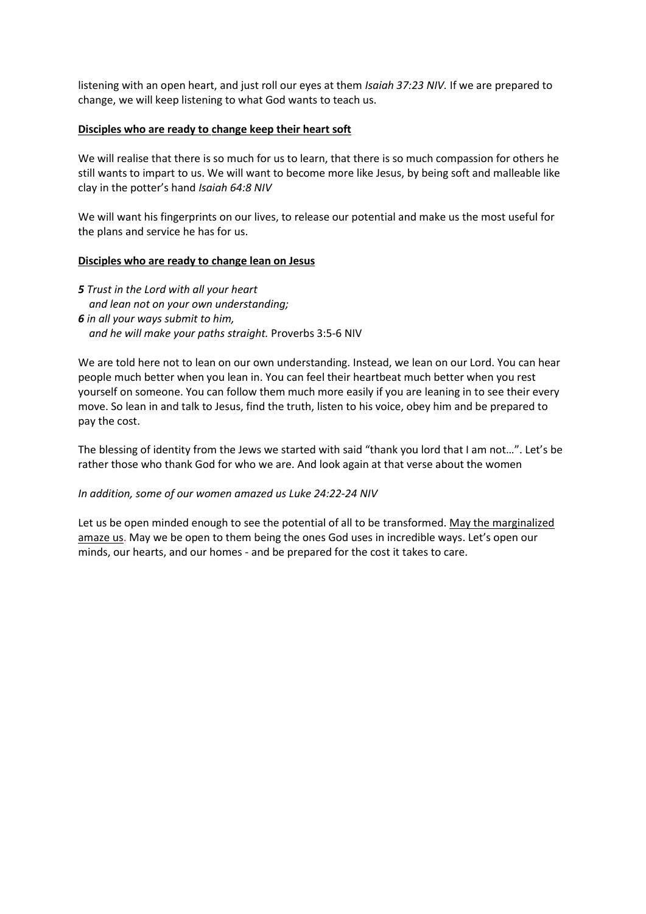listening with an open heart, and just roll our eyes at them *Isaiah 37:23 NIV.* If we are prepared to change, we will keep listening to what God wants to teach us.

**Disciples who are ready to change keep their heart soft**

We will realise that there is so much for us to learn, that there is so much compassion for others he still wants to impart to us. We will want to become more like Jesus, by being soft and malleable like clay in the potter's hand *Isaiah 64:8 NIV*

We will want his fingerprints on our lives, to release our potential and make us the most useful for the plans and service he has for us.

**Disciples who are ready to change lean on Jesus**

***5*** *Trust in the Lord with all your heart*
*and lean not on your own understanding;*
***6*** *in all your ways submit to him,*
*and he will make your paths straight.* Proverbs 3:5-6 NIV

We are told here not to lean on our own understanding. Instead, we lean on our Lord. You can hear people much better when you lean in. You can feel their heartbeat much better when you rest yourself on someone. You can follow them much more easily if you are leaning in to see their every move. So lean in and talk to Jesus, find the truth, listen to his voice, obey him and be prepared to pay the cost.

The blessing of identity from the Jews we started with said "thank you lord that I am not…". Let's be rather those who thank God for who we are. And look again at that verse about the women

*In addition, some of our women amazed us Luke 24:22-24 NIV*

Let us be open minded enough to see the potential of all to be transformed. May the marginalized amaze us. May we be open to them being the ones God uses in incredible ways. Let's open our minds, our hearts, and our homes - and be prepared for the cost it takes to care.